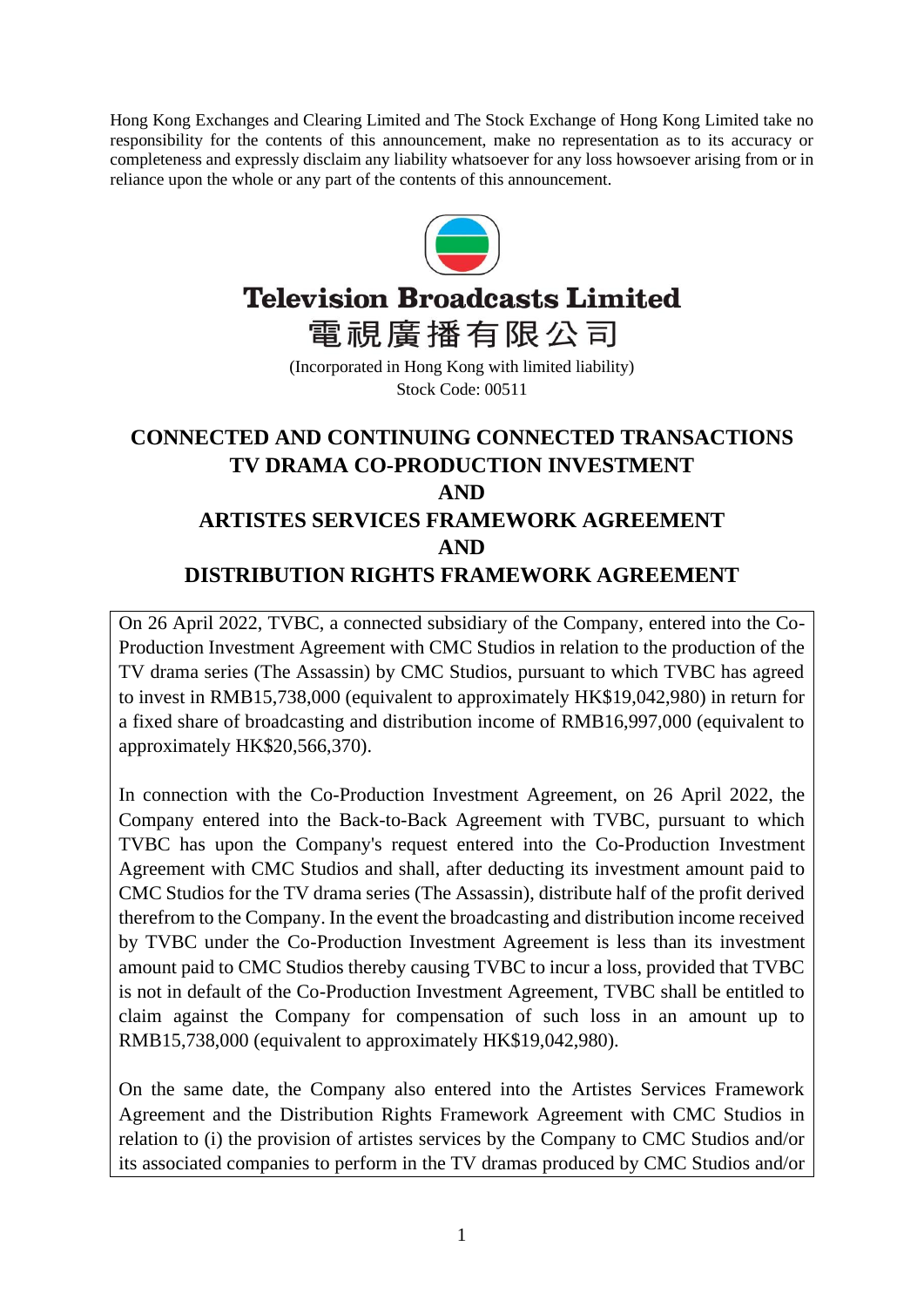Hong Kong Exchanges and Clearing Limited and The Stock Exchange of Hong Kong Limited take no responsibility for the contents of this announcement, make no representation as to its accuracy or completeness and expressly disclaim any liability whatsoever for any loss howsoever arising from or in reliance upon the whole or any part of the contents of this announcement.

# Television Broadcasts Limited

# 電視廣播有限公司

(Incorporated in Hong Kong with limited liability)
Stock Code: 00511

## CONNECTED AND CONTINUING CONNECTED TRANSACTIONS TV DRAMA CO-PRODUCTION INVESTMENT AND ARTISTES SERVICES FRAMEWORK AGREEMENT AND DISTRIBUTION RIGHTS FRAMEWORK AGREEMENT

On 26 April 2022, TVBC, a connected subsidiary of the Company, entered into the Co-Production Investment Agreement with CMC Studios in relation to the production of the TV drama series (The Assassin) by CMC Studios, pursuant to which TVBC has agreed to invest in RMB15,738,000 (equivalent to approximately HK$19,042,980) in return for a fixed share of broadcasting and distribution income of RMB16,997,000 (equivalent to approximately HK$20,566,370).

In connection with the Co-Production Investment Agreement, on 26 April 2022, the Company entered into the Back-to-Back Agreement with TVBC, pursuant to which TVBC has upon the Company's request entered into the Co-Production Investment Agreement with CMC Studios and shall, after deducting its investment amount paid to CMC Studios for the TV drama series (The Assassin), distribute half of the profit derived therefrom to the Company. In the event the broadcasting and distribution income received by TVBC under the Co-Production Investment Agreement is less than its investment amount paid to CMC Studios thereby causing TVBC to incur a loss, provided that TVBC is not in default of the Co-Production Investment Agreement, TVBC shall be entitled to claim against the Company for compensation of such loss in an amount up to RMB15,738,000 (equivalent to approximately HK$19,042,980).

On the same date, the Company also entered into the Artistes Services Framework Agreement and the Distribution Rights Framework Agreement with CMC Studios in relation to (i) the provision of artistes services by the Company to CMC Studios and/or its associated companies to perform in the TV dramas produced by CMC Studios and/or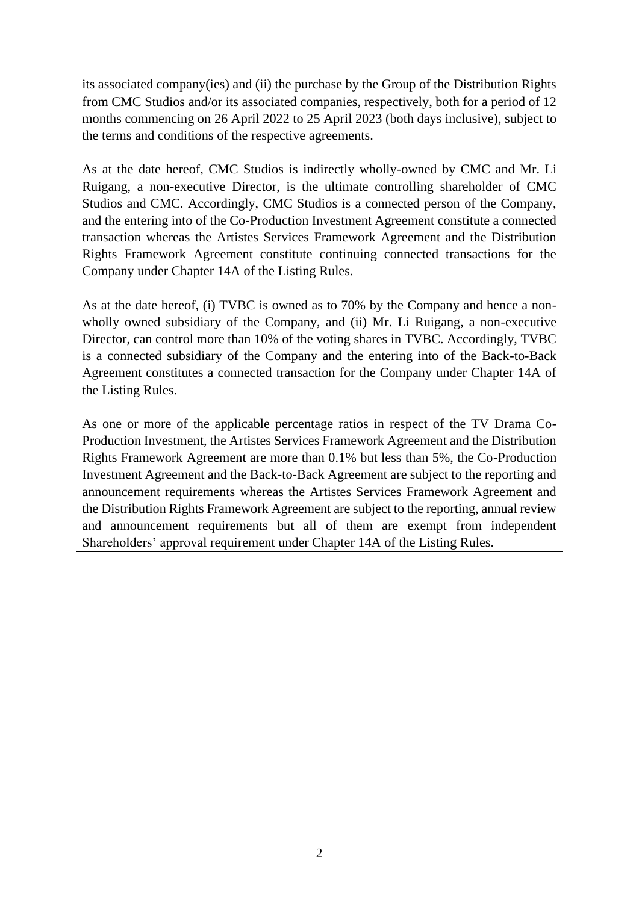its associated company(ies) and (ii) the purchase by the Group of the Distribution Rights from CMC Studios and/or its associated companies, respectively, both for a period of 12 months commencing on 26 April 2022 to 25 April 2023 (both days inclusive), subject to the terms and conditions of the respective agreements.

As at the date hereof, CMC Studios is indirectly wholly-owned by CMC and Mr. Li Ruigang, a non-executive Director, is the ultimate controlling shareholder of CMC Studios and CMC. Accordingly, CMC Studios is a connected person of the Company, and the entering into of the Co-Production Investment Agreement constitute a connected transaction whereas the Artistes Services Framework Agreement and the Distribution Rights Framework Agreement constitute continuing connected transactions for the Company under Chapter 14A of the Listing Rules.

As at the date hereof, (i) TVBC is owned as to 70% by the Company and hence a non-wholly owned subsidiary of the Company, and (ii) Mr. Li Ruigang, a non-executive Director, can control more than 10% of the voting shares in TVBC. Accordingly, TVBC is a connected subsidiary of the Company and the entering into of the Back-to-Back Agreement constitutes a connected transaction for the Company under Chapter 14A of the Listing Rules.

As one or more of the applicable percentage ratios in respect of the TV Drama Co-Production Investment, the Artistes Services Framework Agreement and the Distribution Rights Framework Agreement are more than 0.1% but less than 5%, the Co-Production Investment Agreement and the Back-to-Back Agreement are subject to the reporting and announcement requirements whereas the Artistes Services Framework Agreement and the Distribution Rights Framework Agreement are subject to the reporting, annual review and announcement requirements but all of them are exempt from independent Shareholders' approval requirement under Chapter 14A of the Listing Rules.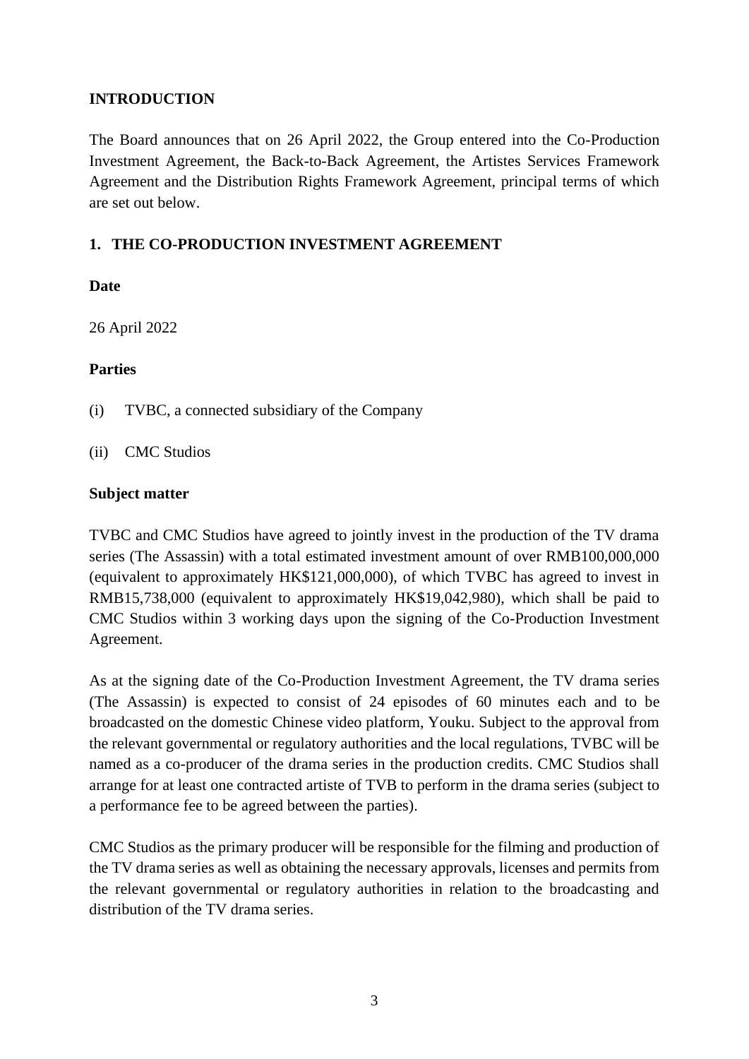## INTRODUCTION

The Board announces that on 26 April 2022, the Group entered into the Co-Production Investment Agreement, the Back-to-Back Agreement, the Artistes Services Framework Agreement and the Distribution Rights Framework Agreement, principal terms of which are set out below.

## 1. THE CO-PRODUCTION INVESTMENT AGREEMENT

**Date**

26 April 2022

**Parties**

(i) TVBC, a connected subsidiary of the Company

(ii) CMC Studios

**Subject matter**

TVBC and CMC Studios have agreed to jointly invest in the production of the TV drama series (The Assassin) with a total estimated investment amount of over RMB100,000,000 (equivalent to approximately HK$121,000,000), of which TVBC has agreed to invest in RMB15,738,000 (equivalent to approximately HK$19,042,980), which shall be paid to CMC Studios within 3 working days upon the signing of the Co-Production Investment Agreement.

As at the signing date of the Co-Production Investment Agreement, the TV drama series (The Assassin) is expected to consist of 24 episodes of 60 minutes each and to be broadcasted on the domestic Chinese video platform, Youku. Subject to the approval from the relevant governmental or regulatory authorities and the local regulations, TVBC will be named as a co-producer of the drama series in the production credits. CMC Studios shall arrange for at least one contracted artiste of TVB to perform in the drama series (subject to a performance fee to be agreed between the parties).

CMC Studios as the primary producer will be responsible for the filming and production of the TV drama series as well as obtaining the necessary approvals, licenses and permits from the relevant governmental or regulatory authorities in relation to the broadcasting and distribution of the TV drama series.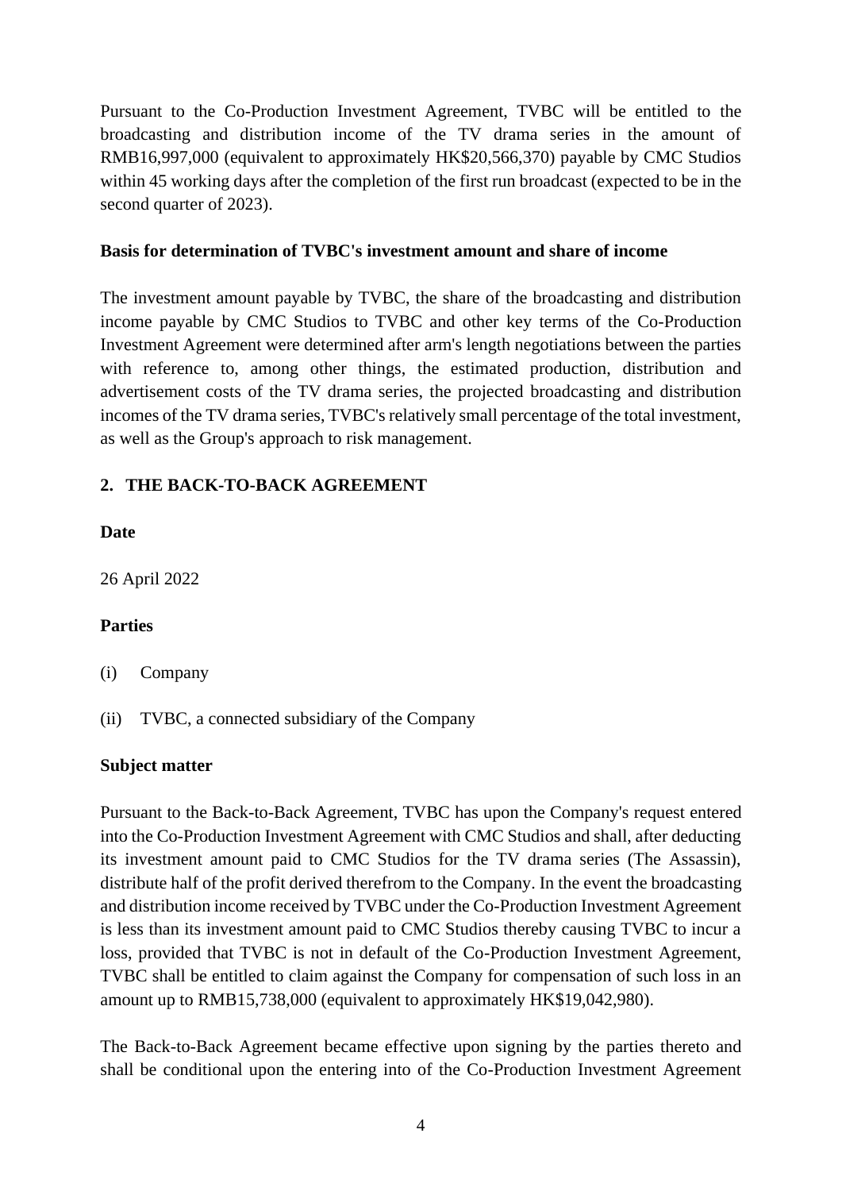Pursuant to the Co-Production Investment Agreement, TVBC will be entitled to the broadcasting and distribution income of the TV drama series in the amount of RMB16,997,000 (equivalent to approximately HK$20,566,370) payable by CMC Studios within 45 working days after the completion of the first run broadcast (expected to be in the second quarter of 2023).

**Basis for determination of TVBC's investment amount and share of income**

The investment amount payable by TVBC, the share of the broadcasting and distribution income payable by CMC Studios to TVBC and other key terms of the Co-Production Investment Agreement were determined after arm's length negotiations between the parties with reference to, among other things, the estimated production, distribution and advertisement costs of the TV drama series, the projected broadcasting and distribution incomes of the TV drama series, TVBC's relatively small percentage of the total investment, as well as the Group's approach to risk management.

## 2. THE BACK-TO-BACK AGREEMENT

**Date**

26 April 2022

**Parties**

(i) Company

(ii) TVBC, a connected subsidiary of the Company

**Subject matter**

Pursuant to the Back-to-Back Agreement, TVBC has upon the Company's request entered into the Co-Production Investment Agreement with CMC Studios and shall, after deducting its investment amount paid to CMC Studios for the TV drama series (The Assassin), distribute half of the profit derived therefrom to the Company. In the event the broadcasting and distribution income received by TVBC under the Co-Production Investment Agreement is less than its investment amount paid to CMC Studios thereby causing TVBC to incur a loss, provided that TVBC is not in default of the Co-Production Investment Agreement, TVBC shall be entitled to claim against the Company for compensation of such loss in an amount up to RMB15,738,000 (equivalent to approximately HK$19,042,980).

The Back-to-Back Agreement became effective upon signing by the parties thereto and shall be conditional upon the entering into of the Co-Production Investment Agreement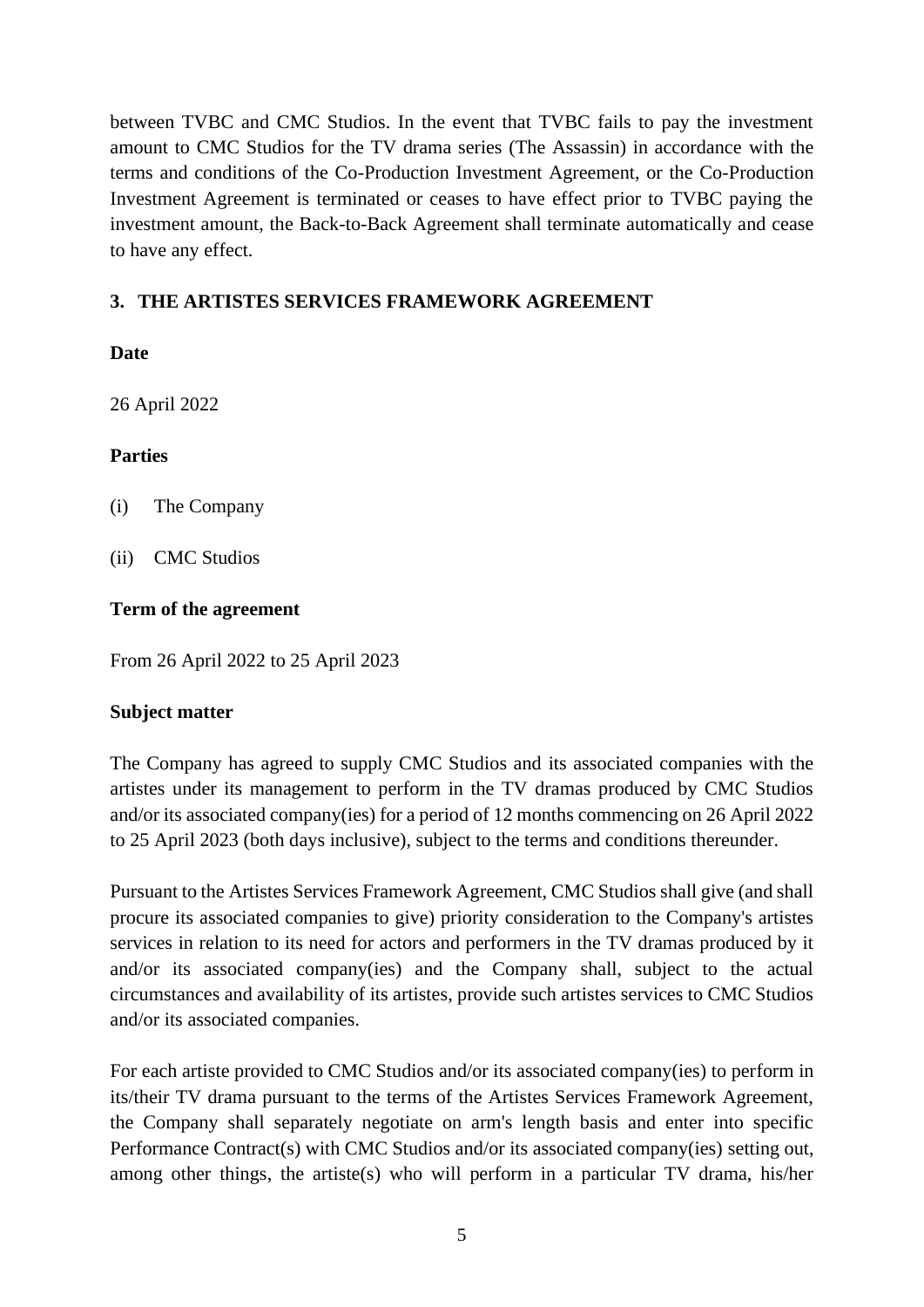between TVBC and CMC Studios. In the event that TVBC fails to pay the investment amount to CMC Studios for the TV drama series (The Assassin) in accordance with the terms and conditions of the Co-Production Investment Agreement, or the Co-Production Investment Agreement is terminated or ceases to have effect prior to TVBC paying the investment amount, the Back-to-Back Agreement shall terminate automatically and cease to have any effect.

## 3. THE ARTISTES SERVICES FRAMEWORK AGREEMENT

**Date**

26 April 2022

**Parties**

(i) The Company

(ii) CMC Studios

**Term of the agreement**

From 26 April 2022 to 25 April 2023

**Subject matter**

The Company has agreed to supply CMC Studios and its associated companies with the artistes under its management to perform in the TV dramas produced by CMC Studios and/or its associated company(ies) for a period of 12 months commencing on 26 April 2022 to 25 April 2023 (both days inclusive), subject to the terms and conditions thereunder.

Pursuant to the Artistes Services Framework Agreement, CMC Studios shall give (and shall procure its associated companies to give) priority consideration to the Company's artistes services in relation to its need for actors and performers in the TV dramas produced by it and/or its associated company(ies) and the Company shall, subject to the actual circumstances and availability of its artistes, provide such artistes services to CMC Studios and/or its associated companies.

For each artiste provided to CMC Studios and/or its associated company(ies) to perform in its/their TV drama pursuant to the terms of the Artistes Services Framework Agreement, the Company shall separately negotiate on arm's length basis and enter into specific Performance Contract(s) with CMC Studios and/or its associated company(ies) setting out, among other things, the artiste(s) who will perform in a particular TV drama, his/her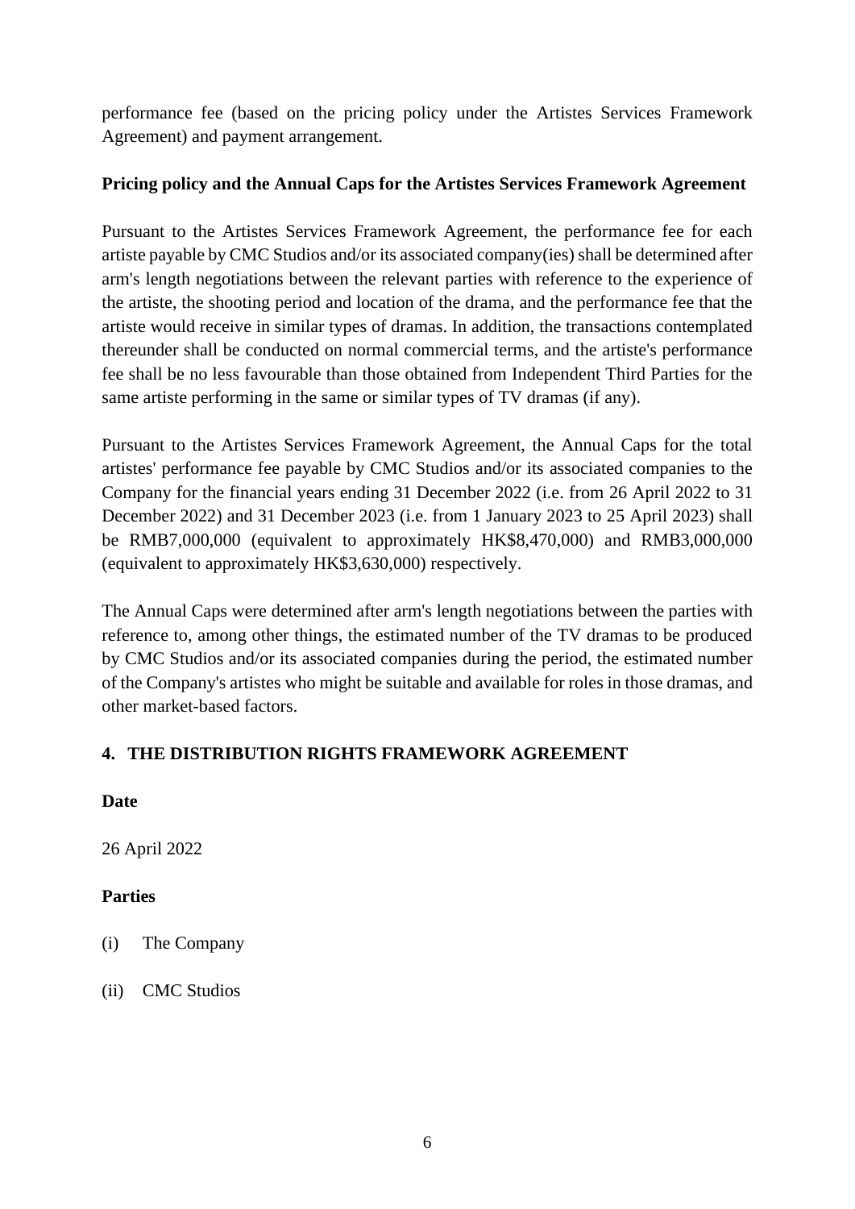performance fee (based on the pricing policy under the Artistes Services Framework Agreement) and payment arrangement.

**Pricing policy and the Annual Caps for the Artistes Services Framework Agreement**

Pursuant to the Artistes Services Framework Agreement, the performance fee for each artiste payable by CMC Studios and/or its associated company(ies) shall be determined after arm's length negotiations between the relevant parties with reference to the experience of the artiste, the shooting period and location of the drama, and the performance fee that the artiste would receive in similar types of dramas. In addition, the transactions contemplated thereunder shall be conducted on normal commercial terms, and the artiste's performance fee shall be no less favourable than those obtained from Independent Third Parties for the same artiste performing in the same or similar types of TV dramas (if any).

Pursuant to the Artistes Services Framework Agreement, the Annual Caps for the total artistes' performance fee payable by CMC Studios and/or its associated companies to the Company for the financial years ending 31 December 2022 (i.e. from 26 April 2022 to 31 December 2022) and 31 December 2023 (i.e. from 1 January 2023 to 25 April 2023) shall be RMB7,000,000 (equivalent to approximately HK$8,470,000) and RMB3,000,000 (equivalent to approximately HK$3,630,000) respectively.

The Annual Caps were determined after arm's length negotiations between the parties with reference to, among other things, the estimated number of the TV dramas to be produced by CMC Studios and/or its associated companies during the period, the estimated number of the Company's artistes who might be suitable and available for roles in those dramas, and other market-based factors.

## 4. THE DISTRIBUTION RIGHTS FRAMEWORK AGREEMENT

**Date**

26 April 2022

**Parties**

(i) The Company

(ii) CMC Studios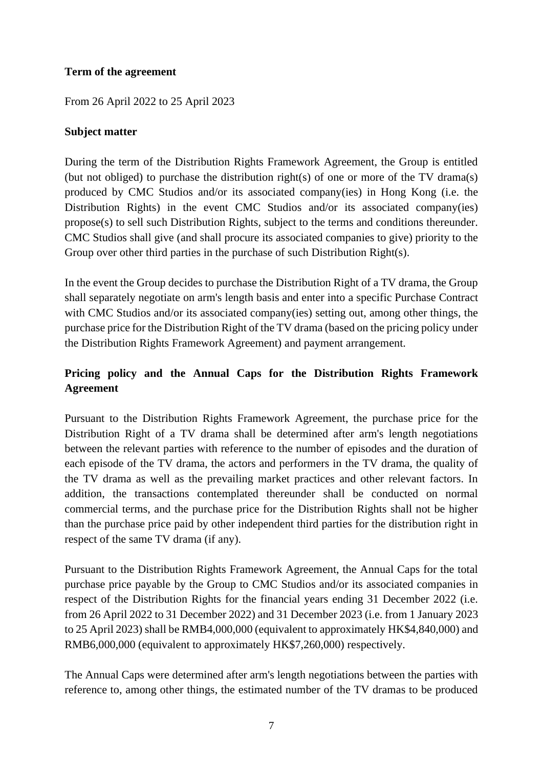**Term of the agreement**

From 26 April 2022 to 25 April 2023

**Subject matter**

During the term of the Distribution Rights Framework Agreement, the Group is entitled (but not obliged) to purchase the distribution right(s) of one or more of the TV drama(s) produced by CMC Studios and/or its associated company(ies) in Hong Kong (i.e. the Distribution Rights) in the event CMC Studios and/or its associated company(ies) propose(s) to sell such Distribution Rights, subject to the terms and conditions thereunder. CMC Studios shall give (and shall procure its associated companies to give) priority to the Group over other third parties in the purchase of such Distribution Right(s).

In the event the Group decides to purchase the Distribution Right of a TV drama, the Group shall separately negotiate on arm's length basis and enter into a specific Purchase Contract with CMC Studios and/or its associated company(ies) setting out, among other things, the purchase price for the Distribution Right of the TV drama (based on the pricing policy under the Distribution Rights Framework Agreement) and payment arrangement.

**Pricing policy and the Annual Caps for the Distribution Rights Framework Agreement**

Pursuant to the Distribution Rights Framework Agreement, the purchase price for the Distribution Right of a TV drama shall be determined after arm's length negotiations between the relevant parties with reference to the number of episodes and the duration of each episode of the TV drama, the actors and performers in the TV drama, the quality of the TV drama as well as the prevailing market practices and other relevant factors. In addition, the transactions contemplated thereunder shall be conducted on normal commercial terms, and the purchase price for the Distribution Rights shall not be higher than the purchase price paid by other independent third parties for the distribution right in respect of the same TV drama (if any).

Pursuant to the Distribution Rights Framework Agreement, the Annual Caps for the total purchase price payable by the Group to CMC Studios and/or its associated companies in respect of the Distribution Rights for the financial years ending 31 December 2022 (i.e. from 26 April 2022 to 31 December 2022) and 31 December 2023 (i.e. from 1 January 2023 to 25 April 2023) shall be RMB4,000,000 (equivalent to approximately HK$4,840,000) and RMB6,000,000 (equivalent to approximately HK$7,260,000) respectively.

The Annual Caps were determined after arm's length negotiations between the parties with reference to, among other things, the estimated number of the TV dramas to be produced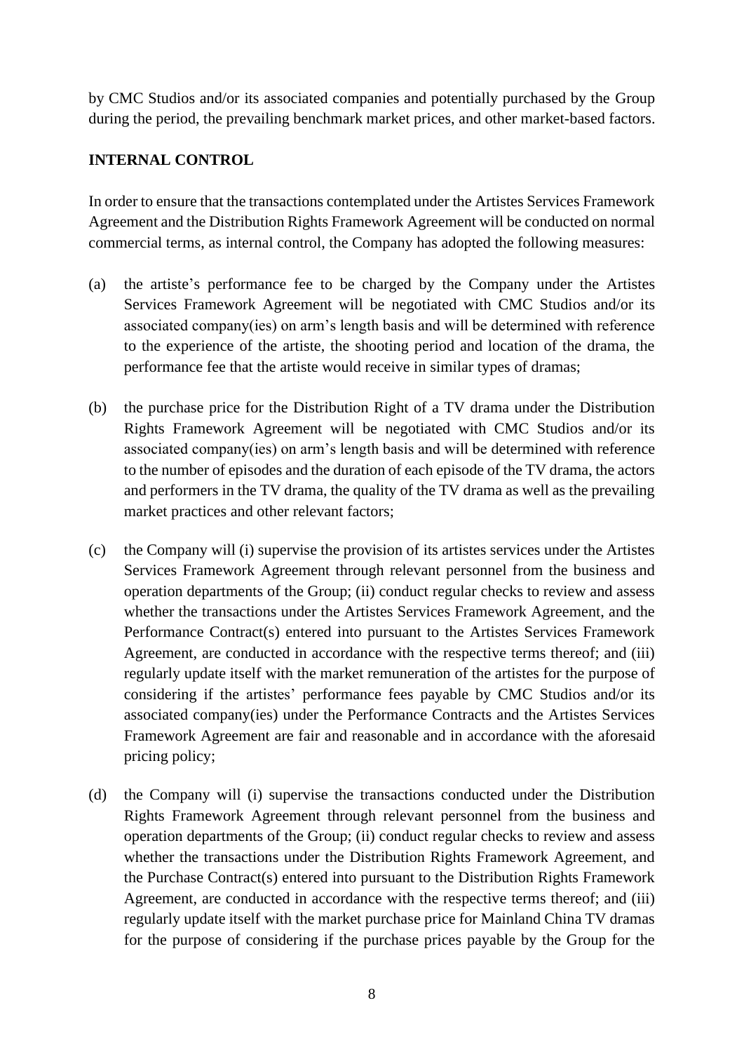by CMC Studios and/or its associated companies and potentially purchased by the Group during the period, the prevailing benchmark market prices, and other market-based factors.

## INTERNAL CONTROL

In order to ensure that the transactions contemplated under the Artistes Services Framework Agreement and the Distribution Rights Framework Agreement will be conducted on normal commercial terms, as internal control, the Company has adopted the following measures:

(a) the artiste's performance fee to be charged by the Company under the Artistes Services Framework Agreement will be negotiated with CMC Studios and/or its associated company(ies) on arm's length basis and will be determined with reference to the experience of the artiste, the shooting period and location of the drama, the performance fee that the artiste would receive in similar types of dramas;

(b) the purchase price for the Distribution Right of a TV drama under the Distribution Rights Framework Agreement will be negotiated with CMC Studios and/or its associated company(ies) on arm's length basis and will be determined with reference to the number of episodes and the duration of each episode of the TV drama, the actors and performers in the TV drama, the quality of the TV drama as well as the prevailing market practices and other relevant factors;

(c) the Company will (i) supervise the provision of its artistes services under the Artistes Services Framework Agreement through relevant personnel from the business and operation departments of the Group; (ii) conduct regular checks to review and assess whether the transactions under the Artistes Services Framework Agreement, and the Performance Contract(s) entered into pursuant to the Artistes Services Framework Agreement, are conducted in accordance with the respective terms thereof; and (iii) regularly update itself with the market remuneration of the artistes for the purpose of considering if the artistes' performance fees payable by CMC Studios and/or its associated company(ies) under the Performance Contracts and the Artistes Services Framework Agreement are fair and reasonable and in accordance with the aforesaid pricing policy;

(d) the Company will (i) supervise the transactions conducted under the Distribution Rights Framework Agreement through relevant personnel from the business and operation departments of the Group; (ii) conduct regular checks to review and assess whether the transactions under the Distribution Rights Framework Agreement, and the Purchase Contract(s) entered into pursuant to the Distribution Rights Framework Agreement, are conducted in accordance with the respective terms thereof; and (iii) regularly update itself with the market purchase price for Mainland China TV dramas for the purpose of considering if the purchase prices payable by the Group for the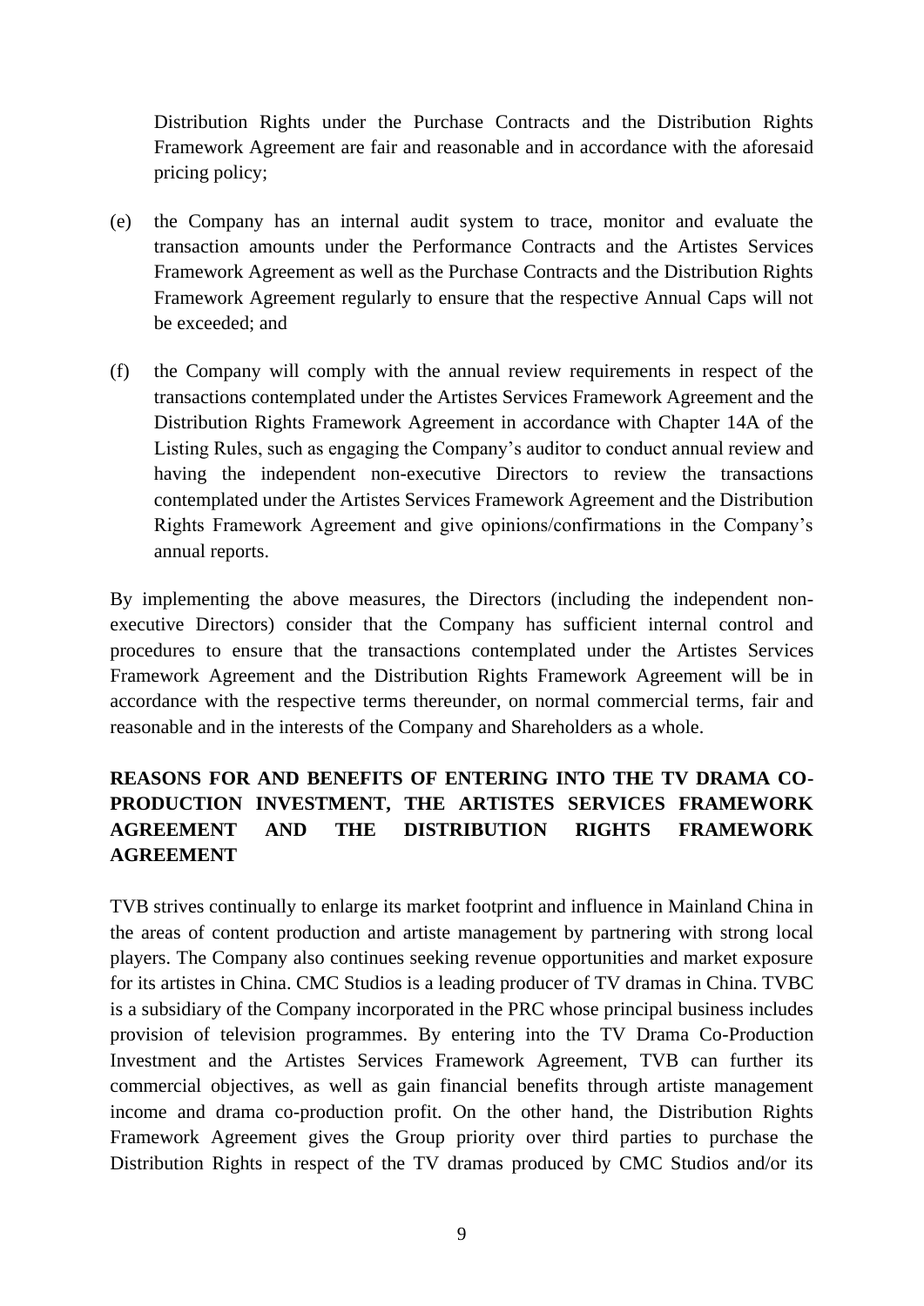Distribution Rights under the Purchase Contracts and the Distribution Rights Framework Agreement are fair and reasonable and in accordance with the aforesaid pricing policy;

(e) the Company has an internal audit system to trace, monitor and evaluate the transaction amounts under the Performance Contracts and the Artistes Services Framework Agreement as well as the Purchase Contracts and the Distribution Rights Framework Agreement regularly to ensure that the respective Annual Caps will not be exceeded; and

(f) the Company will comply with the annual review requirements in respect of the transactions contemplated under the Artistes Services Framework Agreement and the Distribution Rights Framework Agreement in accordance with Chapter 14A of the Listing Rules, such as engaging the Company's auditor to conduct annual review and having the independent non-executive Directors to review the transactions contemplated under the Artistes Services Framework Agreement and the Distribution Rights Framework Agreement and give opinions/confirmations in the Company's annual reports.

By implementing the above measures, the Directors (including the independent non-executive Directors) consider that the Company has sufficient internal control and procedures to ensure that the transactions contemplated under the Artistes Services Framework Agreement and the Distribution Rights Framework Agreement will be in accordance with the respective terms thereunder, on normal commercial terms, fair and reasonable and in the interests of the Company and Shareholders as a whole.

## REASONS FOR AND BENEFITS OF ENTERING INTO THE TV DRAMA CO-PRODUCTION INVESTMENT, THE ARTISTES SERVICES FRAMEWORK AGREEMENT AND THE DISTRIBUTION RIGHTS FRAMEWORK AGREEMENT

TVB strives continually to enlarge its market footprint and influence in Mainland China in the areas of content production and artiste management by partnering with strong local players. The Company also continues seeking revenue opportunities and market exposure for its artistes in China. CMC Studios is a leading producer of TV dramas in China. TVBC is a subsidiary of the Company incorporated in the PRC whose principal business includes provision of television programmes. By entering into the TV Drama Co-Production Investment and the Artistes Services Framework Agreement, TVB can further its commercial objectives, as well as gain financial benefits through artiste management income and drama co-production profit. On the other hand, the Distribution Rights Framework Agreement gives the Group priority over third parties to purchase the Distribution Rights in respect of the TV dramas produced by CMC Studios and/or its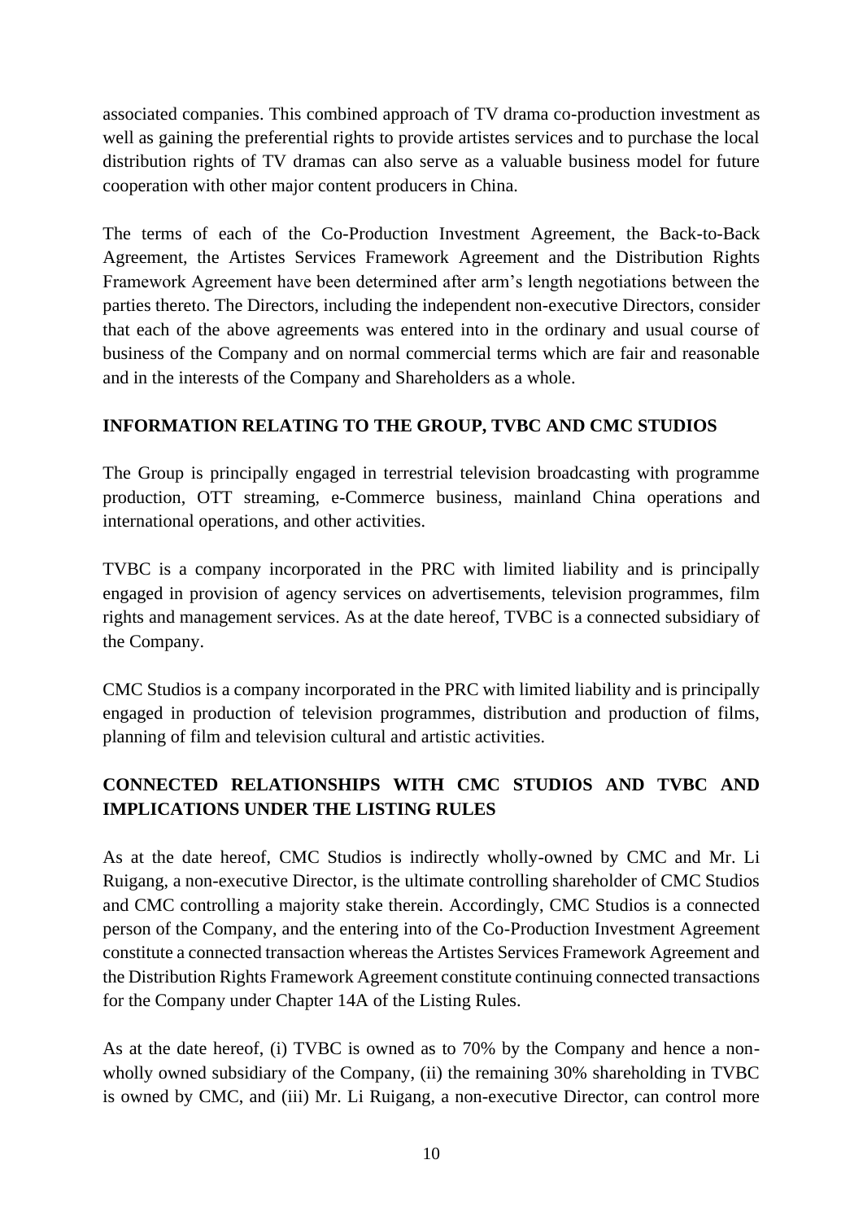associated companies. This combined approach of TV drama co-production investment as well as gaining the preferential rights to provide artistes services and to purchase the local distribution rights of TV dramas can also serve as a valuable business model for future cooperation with other major content producers in China.

The terms of each of the Co-Production Investment Agreement, the Back-to-Back Agreement, the Artistes Services Framework Agreement and the Distribution Rights Framework Agreement have been determined after arm's length negotiations between the parties thereto. The Directors, including the independent non-executive Directors, consider that each of the above agreements was entered into in the ordinary and usual course of business of the Company and on normal commercial terms which are fair and reasonable and in the interests of the Company and Shareholders as a whole.

**INFORMATION RELATING TO THE GROUP, TVBC AND CMC STUDIOS**

The Group is principally engaged in terrestrial television broadcasting with programme production, OTT streaming, e-Commerce business, mainland China operations and international operations, and other activities.

TVBC is a company incorporated in the PRC with limited liability and is principally engaged in provision of agency services on advertisements, television programmes, film rights and management services. As at the date hereof, TVBC is a connected subsidiary of the Company.

CMC Studios is a company incorporated in the PRC with limited liability and is principally engaged in production of television programmes, distribution and production of films, planning of film and television cultural and artistic activities.

**CONNECTED RELATIONSHIPS WITH CMC STUDIOS AND TVBC AND IMPLICATIONS UNDER THE LISTING RULES**

As at the date hereof, CMC Studios is indirectly wholly-owned by CMC and Mr. Li Ruigang, a non-executive Director, is the ultimate controlling shareholder of CMC Studios and CMC controlling a majority stake therein. Accordingly, CMC Studios is a connected person of the Company, and the entering into of the Co-Production Investment Agreement constitute a connected transaction whereas the Artistes Services Framework Agreement and the Distribution Rights Framework Agreement constitute continuing connected transactions for the Company under Chapter 14A of the Listing Rules.

As at the date hereof, (i) TVBC is owned as to 70% by the Company and hence a non-wholly owned subsidiary of the Company, (ii) the remaining 30% shareholding in TVBC is owned by CMC, and (iii) Mr. Li Ruigang, a non-executive Director, can control more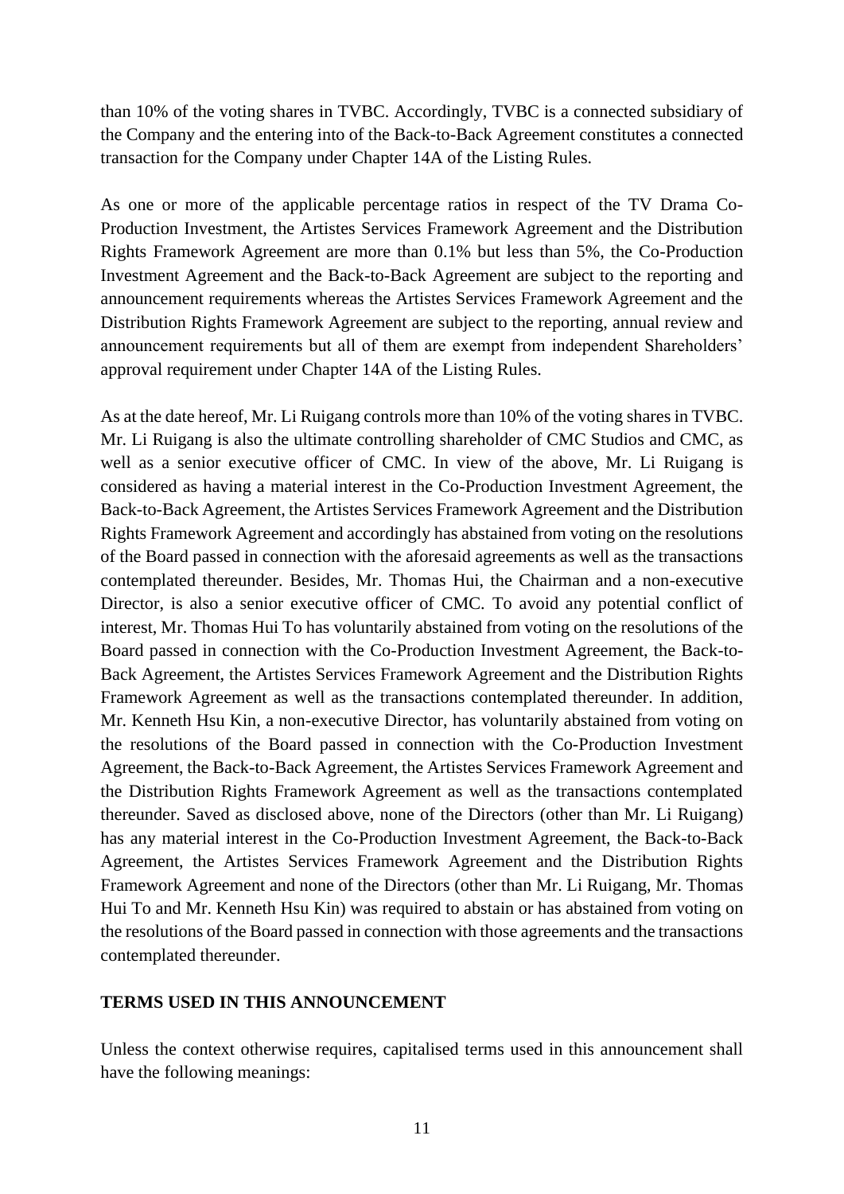than 10% of the voting shares in TVBC. Accordingly, TVBC is a connected subsidiary of the Company and the entering into of the Back-to-Back Agreement constitutes a connected transaction for the Company under Chapter 14A of the Listing Rules.

As one or more of the applicable percentage ratios in respect of the TV Drama Co-Production Investment, the Artistes Services Framework Agreement and the Distribution Rights Framework Agreement are more than 0.1% but less than 5%, the Co-Production Investment Agreement and the Back-to-Back Agreement are subject to the reporting and announcement requirements whereas the Artistes Services Framework Agreement and the Distribution Rights Framework Agreement are subject to the reporting, annual review and announcement requirements but all of them are exempt from independent Shareholders' approval requirement under Chapter 14A of the Listing Rules.

As at the date hereof, Mr. Li Ruigang controls more than 10% of the voting shares in TVBC. Mr. Li Ruigang is also the ultimate controlling shareholder of CMC Studios and CMC, as well as a senior executive officer of CMC. In view of the above, Mr. Li Ruigang is considered as having a material interest in the Co-Production Investment Agreement, the Back-to-Back Agreement, the Artistes Services Framework Agreement and the Distribution Rights Framework Agreement and accordingly has abstained from voting on the resolutions of the Board passed in connection with the aforesaid agreements as well as the transactions contemplated thereunder. Besides, Mr. Thomas Hui, the Chairman and a non-executive Director, is also a senior executive officer of CMC. To avoid any potential conflict of interest, Mr. Thomas Hui To has voluntarily abstained from voting on the resolutions of the Board passed in connection with the Co-Production Investment Agreement, the Back-to-Back Agreement, the Artistes Services Framework Agreement and the Distribution Rights Framework Agreement as well as the transactions contemplated thereunder. In addition, Mr. Kenneth Hsu Kin, a non-executive Director, has voluntarily abstained from voting on the resolutions of the Board passed in connection with the Co-Production Investment Agreement, the Back-to-Back Agreement, the Artistes Services Framework Agreement and the Distribution Rights Framework Agreement as well as the transactions contemplated thereunder. Saved as disclosed above, none of the Directors (other than Mr. Li Ruigang) has any material interest in the Co-Production Investment Agreement, the Back-to-Back Agreement, the Artistes Services Framework Agreement and the Distribution Rights Framework Agreement and none of the Directors (other than Mr. Li Ruigang, Mr. Thomas Hui To and Mr. Kenneth Hsu Kin) was required to abstain or has abstained from voting on the resolutions of the Board passed in connection with those agreements and the transactions contemplated thereunder.

**TERMS USED IN THIS ANNOUNCEMENT**

Unless the context otherwise requires, capitalised terms used in this announcement shall have the following meanings: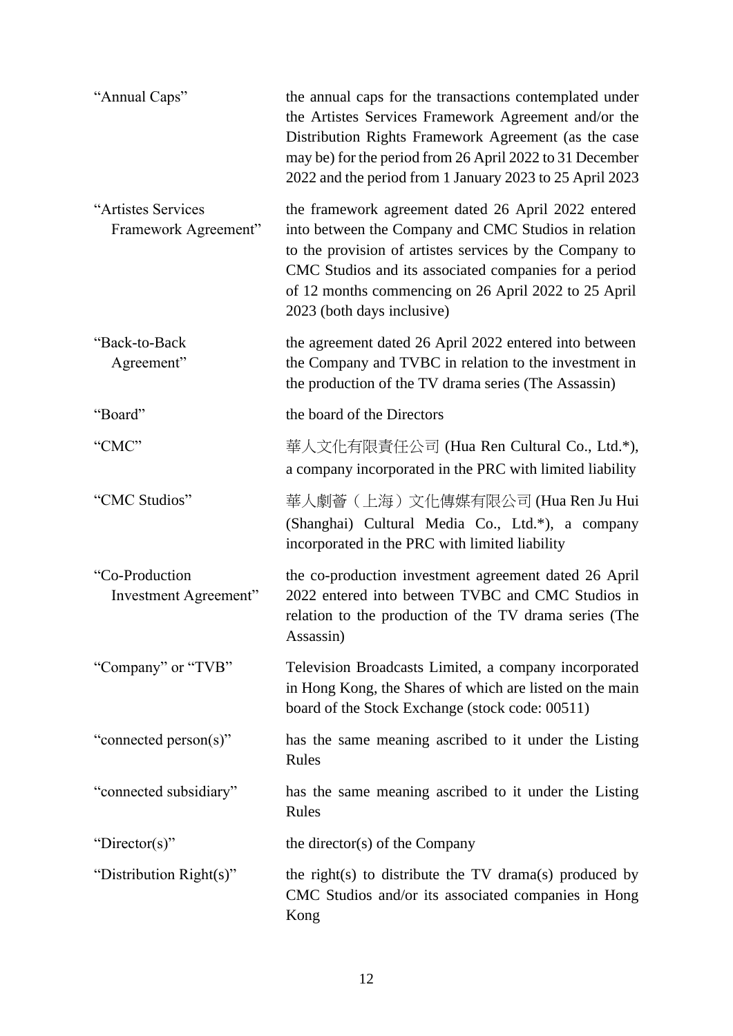| | |
|---|---|
| "Annual Caps" | the annual caps for the transactions contemplated under the Artistes Services Framework Agreement and/or the Distribution Rights Framework Agreement (as the case may be) for the period from 26 April 2022 to 31 December 2022 and the period from 1 January 2023 to 25 April 2023 |
| "Artistes Services Framework Agreement" | the framework agreement dated 26 April 2022 entered into between the Company and CMC Studios in relation to the provision of artistes services by the Company to CMC Studios and its associated companies for a period of 12 months commencing on 26 April 2022 to 25 April 2023 (both days inclusive) |
| "Back-to-Back Agreement" | the agreement dated 26 April 2022 entered into between the Company and TVBC in relation to the investment in the production of the TV drama series (The Assassin) |
| "Board" | the board of the Directors |
| "CMC" | 華人文化有限責任公司 (Hua Ren Cultural Co., Ltd.*), a company incorporated in the PRC with limited liability |
| "CMC Studios" | 華人劇薈（上海）文化傳媒有限公司 (Hua Ren Ju Hui (Shanghai) Cultural Media Co., Ltd.*), a company incorporated in the PRC with limited liability |
| "Co-Production Investment Agreement" | the co-production investment agreement dated 26 April 2022 entered into between TVBC and CMC Studios in relation to the production of the TV drama series (The Assassin) |
| "Company" or "TVB" | Television Broadcasts Limited, a company incorporated in Hong Kong, the Shares of which are listed on the main board of the Stock Exchange (stock code: 00511) |
| "connected person(s)" | has the same meaning ascribed to it under the Listing Rules |
| "connected subsidiary" | has the same meaning ascribed to it under the Listing Rules |
| "Director(s)" | the director(s) of the Company |
| "Distribution Right(s)" | the right(s) to distribute the TV drama(s) produced by CMC Studios and/or its associated companies in Hong Kong |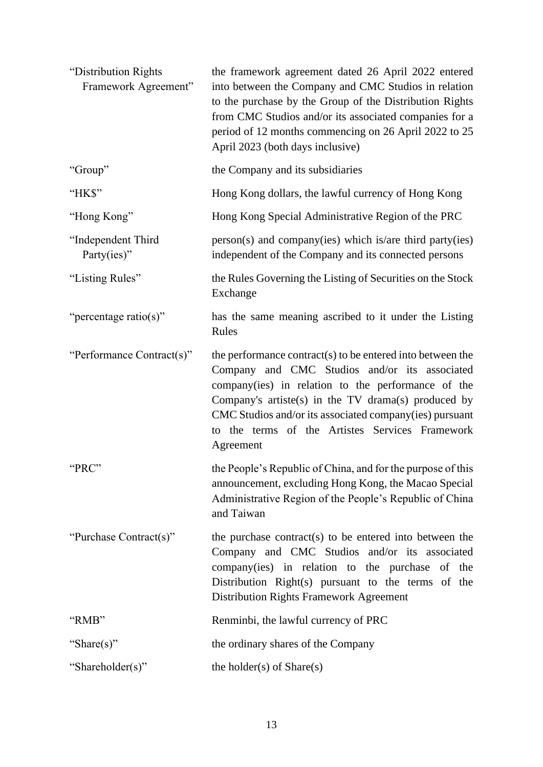| | |
|---|---|
| "Distribution Rights Framework Agreement" | the framework agreement dated 26 April 2022 entered into between the Company and CMC Studios in relation to the purchase by the Group of the Distribution Rights from CMC Studios and/or its associated companies for a period of 12 months commencing on 26 April 2022 to 25 April 2023 (both days inclusive) |
| "Group" | the Company and its subsidiaries |
| "HK$" | Hong Kong dollars, the lawful currency of Hong Kong |
| "Hong Kong" | Hong Kong Special Administrative Region of the PRC |
| "Independent Third Party(ies)" | person(s) and company(ies) which is/are third party(ies) independent of the Company and its connected persons |
| "Listing Rules" | the Rules Governing the Listing of Securities on the Stock Exchange |
| "percentage ratio(s)" | has the same meaning ascribed to it under the Listing Rules |
| "Performance Contract(s)" | the performance contract(s) to be entered into between the Company and CMC Studios and/or its associated company(ies) in relation to the performance of the Company's artiste(s) in the TV drama(s) produced by CMC Studios and/or its associated company(ies) pursuant to the terms of the Artistes Services Framework Agreement |
| "PRC" | the People's Republic of China, and for the purpose of this announcement, excluding Hong Kong, the Macao Special Administrative Region of the People's Republic of China and Taiwan |
| "Purchase Contract(s)" | the purchase contract(s) to be entered into between the Company and CMC Studios and/or its associated company(ies) in relation to the purchase of the Distribution Right(s) pursuant to the terms of the Distribution Rights Framework Agreement |
| "RMB" | Renminbi, the lawful currency of PRC |
| "Share(s)" | the ordinary shares of the Company |
| "Shareholder(s)" | the holder(s) of Share(s) |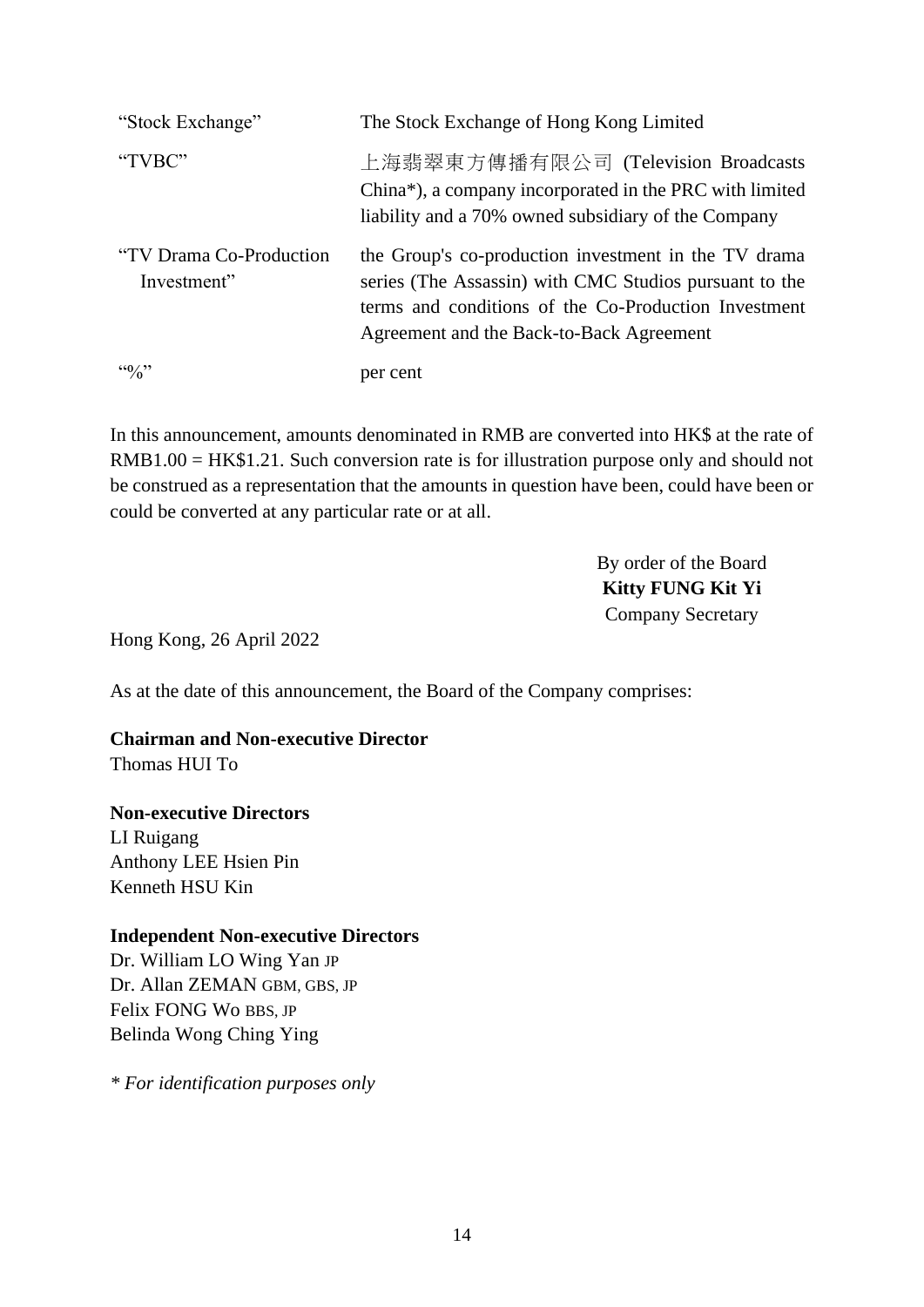| | |
|---|---|
| "Stock Exchange" | The Stock Exchange of Hong Kong Limited |
| "TVBC" | 上海翡翠東方傳播有限公司 (Television Broadcasts China*), a company incorporated in the PRC with limited liability and a 70% owned subsidiary of the Company |
| "TV Drama Co-Production Investment" | the Group's co-production investment in the TV drama series (The Assassin) with CMC Studios pursuant to the terms and conditions of the Co-Production Investment Agreement and the Back-to-Back Agreement |
| "%" | per cent |

In this announcement, amounts denominated in RMB are converted into HK$ at the rate of RMB1.00 = HK$1.21. Such conversion rate is for illustration purpose only and should not be construed as a representation that the amounts in question have been, could have been or could be converted at any particular rate or at all.

By order of the Board
**Kitty FUNG Kit Yi**
Company Secretary

Hong Kong, 26 April 2022

As at the date of this announcement, the Board of the Company comprises:

**Chairman and Non-executive Director**
Thomas HUI To

**Non-executive Directors**
LI Ruigang
Anthony LEE Hsien Pin
Kenneth HSU Kin

**Independent Non-executive Directors**
Dr. William LO Wing Yan JP
Dr. Allan ZEMAN GBM, GBS, JP
Felix FONG Wo BBS, JP
Belinda Wong Ching Ying

*\* For identification purposes only*